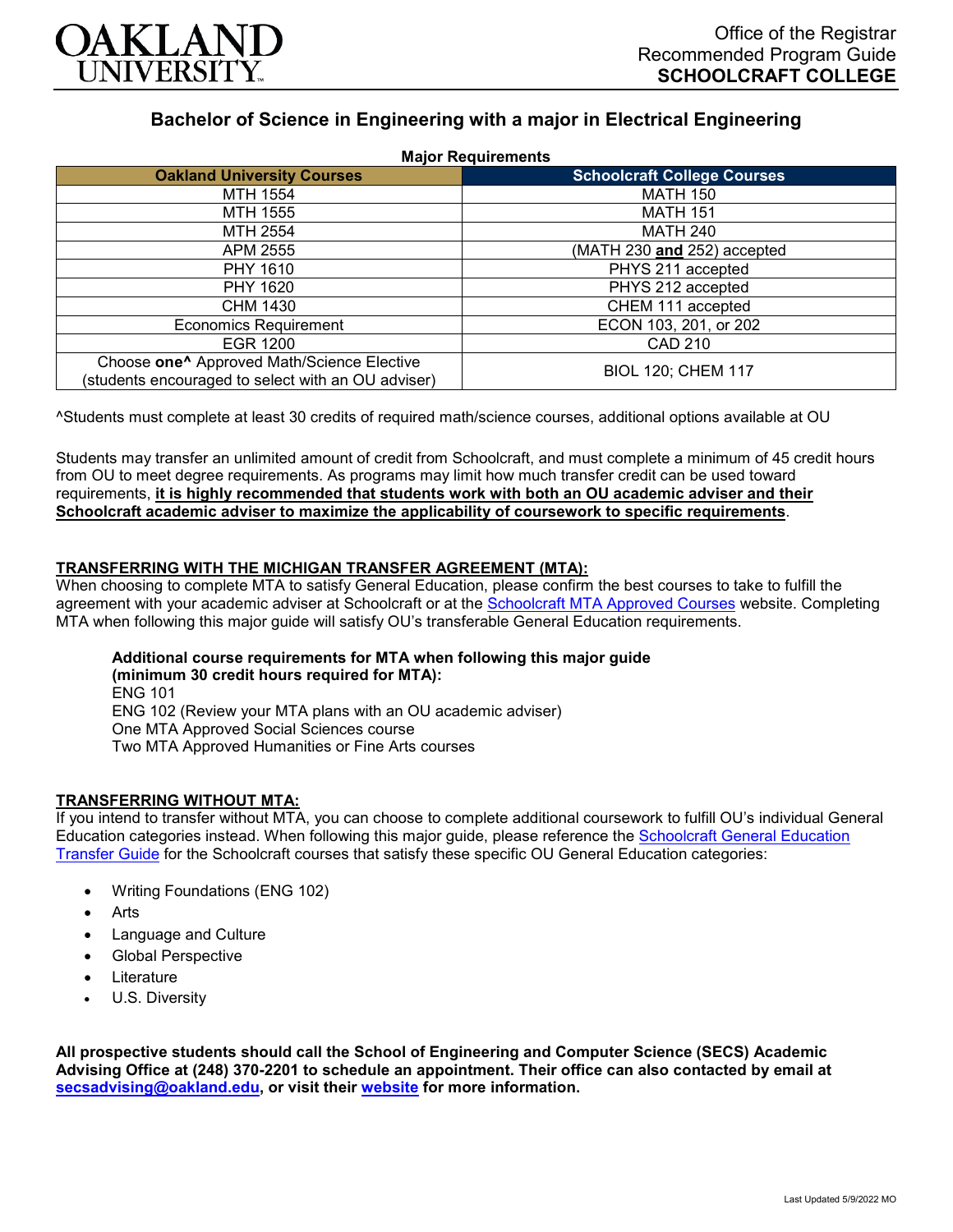OAKLAND UNIVERSITY

Office of the Registrar
Recommended Program Guide
**SCHOOLCRAFT COLLEGE**

# Bachelor of Science in Engineering with a major in Electrical Engineering

**Major Requirements**

| Oakland University Courses | Schoolcraft College Courses |
|---|---|
| MTH 1554 | MATH 150 |
| MTH 1555 | MATH 151 |
| MTH 2554 | MATH 240 |
| APM 2555 | (MATH 230 **and** 252) accepted |
| PHY 1610 | PHYS 211 accepted |
| PHY 1620 | PHYS 212 accepted |
| CHM 1430 | CHEM 111 accepted |
| Economics Requirement | ECON 103, 201, or 202 |
| EGR 1200 | CAD 210 |
| Choose **one^** Approved Math/Science Elective (students encouraged to select with an OU adviser) | BIOL 120; CHEM 117 |

^Students must complete at least 30 credits of required math/science courses, additional options available at OU

Students may transfer an unlimited amount of credit from Schoolcraft, and must complete a minimum of 45 credit hours from OU to meet degree requirements. As programs may limit how much transfer credit can be used toward requirements, **it is highly recommended that students work with both an OU academic adviser and their Schoolcraft academic adviser to maximize the applicability of coursework to specific requirements**.

## TRANSFERRING WITH THE MICHIGAN TRANSFER AGREEMENT (MTA):

When choosing to complete MTA to satisfy General Education, please confirm the best courses to take to fulfill the agreement with your academic adviser at Schoolcraft or at the Schoolcraft MTA Approved Courses website. Completing MTA when following this major guide will satisfy OU's transferable General Education requirements.

**Additional course requirements for MTA when following this major guide (minimum 30 credit hours required for MTA):**
ENG 101
ENG 102 (Review your MTA plans with an OU academic adviser)
One MTA Approved Social Sciences course
Two MTA Approved Humanities or Fine Arts courses

## TRANSFERRING WITHOUT MTA:

If you intend to transfer without MTA, you can choose to complete additional coursework to fulfill OU's individual General Education categories instead. When following this major guide, please reference the Schoolcraft General Education Transfer Guide for the Schoolcraft courses that satisfy these specific OU General Education categories:

- Writing Foundations (ENG 102)
- Arts
- Language and Culture
- Global Perspective
- Literature
- U.S. Diversity

**All prospective students should call the School of Engineering and Computer Science (SECS) Academic Advising Office at (248) 370-2201 to schedule an appointment. Their office can also contacted by email at secsadvising@oakland.edu, or visit their website for more information.**

Last Updated 5/9/2022 MO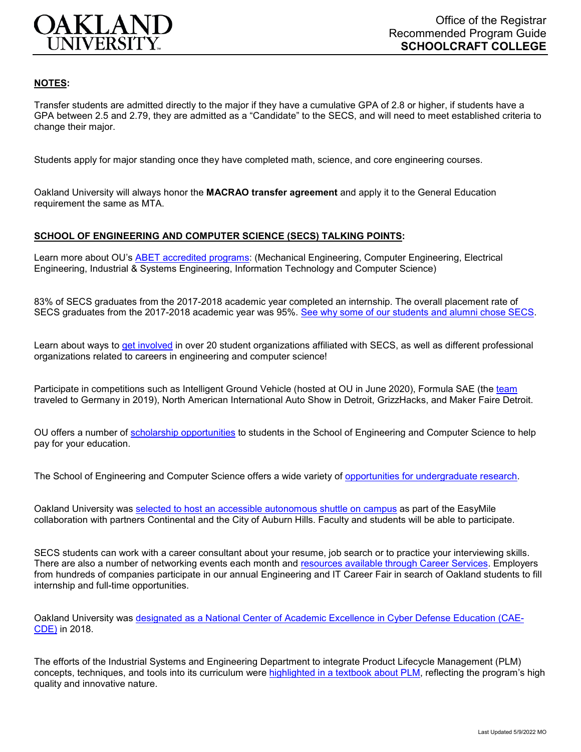**NOTES:**

Transfer students are admitted directly to the major if they have a cumulative GPA of 2.8 or higher, if students have a GPA between 2.5 and 2.79, they are admitted as a "Candidate" to the SECS, and will need to meet established criteria to change their major.

Students apply for major standing once they have completed math, science, and core engineering courses.

Oakland University will always honor the **MACRAO transfer agreement** and apply it to the General Education requirement the same as MTA.

**SCHOOL OF ENGINEERING AND COMPUTER SCIENCE (SECS) TALKING POINTS:**

Learn more about OU's ABET accredited programs: (Mechanical Engineering, Computer Engineering, Electrical Engineering, Industrial & Systems Engineering, Information Technology and Computer Science)

83% of SECS graduates from the 2017-2018 academic year completed an internship. The overall placement rate of SECS graduates from the 2017-2018 academic year was 95%. See why some of our students and alumni chose SECS.

Learn about ways to get involved in over 20 student organizations affiliated with SECS, as well as different professional organizations related to careers in engineering and computer science!

Participate in competitions such as Intelligent Ground Vehicle (hosted at OU in June 2020), Formula SAE (the team traveled to Germany in 2019), North American International Auto Show in Detroit, GrizzHacks, and Maker Faire Detroit.

OU offers a number of scholarship opportunities to students in the School of Engineering and Computer Science to help pay for your education.

The School of Engineering and Computer Science offers a wide variety of opportunities for undergraduate research.

Oakland University was selected to host an accessible autonomous shuttle on campus as part of the EasyMile collaboration with partners Continental and the City of Auburn Hills. Faculty and students will be able to participate.

SECS students can work with a career consultant about your resume, job search or to practice your interviewing skills. There are also a number of networking events each month and resources available through Career Services. Employers from hundreds of companies participate in our annual Engineering and IT Career Fair in search of Oakland students to fill internship and full-time opportunities.

Oakland University was designated as a National Center of Academic Excellence in Cyber Defense Education (CAE-CDE) in 2018.

The efforts of the Industrial Systems and Engineering Department to integrate Product Lifecycle Management (PLM) concepts, techniques, and tools into its curriculum were highlighted in a textbook about PLM, reflecting the program's high quality and innovative nature.